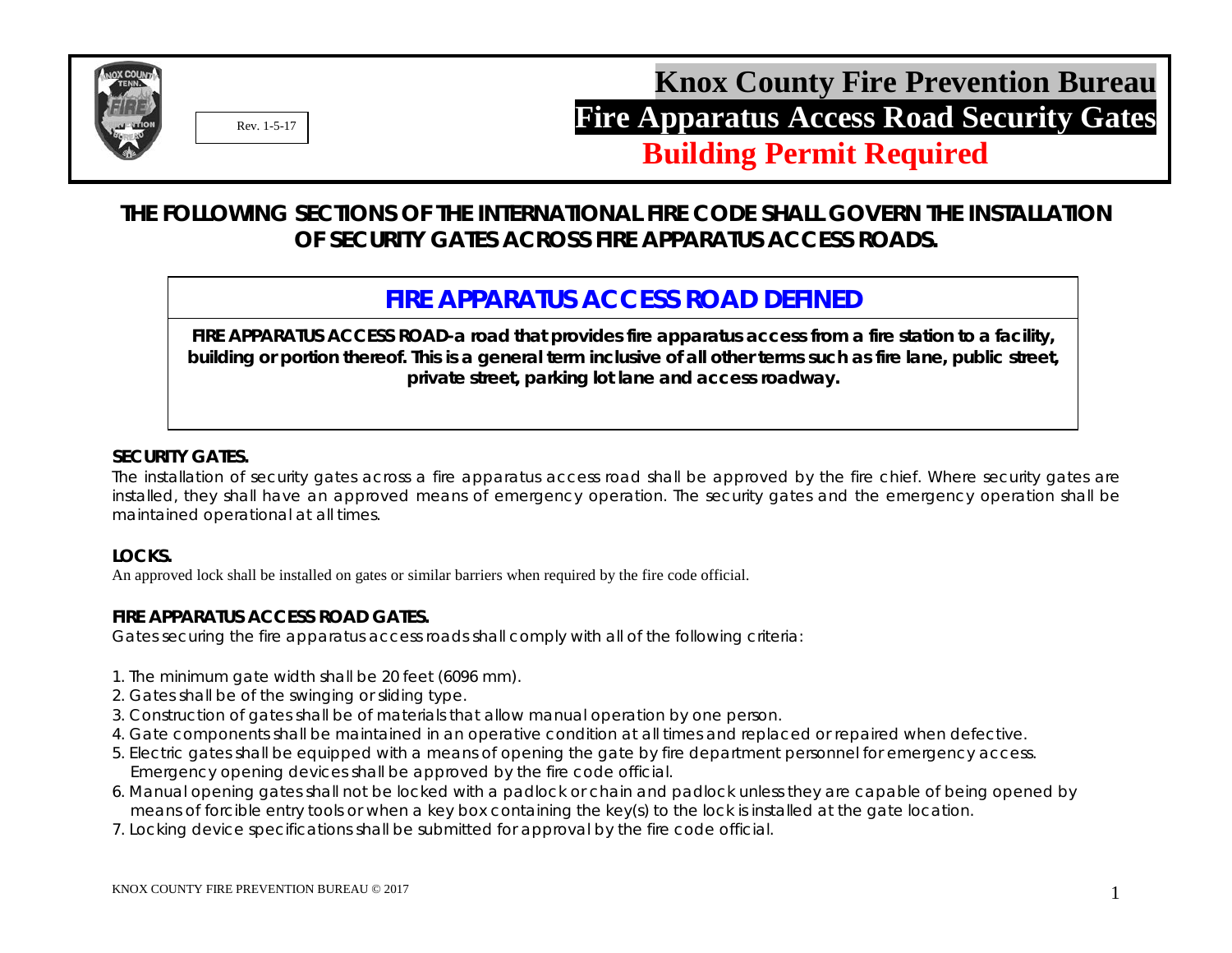Rev. 1-5-17

# Knox County Fire Prevention Bureau

# Fire Apparatus Access Road Security Gates

# Building Permit Required

## THE FOLLOWING SECTIONS OF THE INTERNATIONAL FIRE CODE SHALL GOVERN THE INSTALLATION OF SECURITY GATES ACROSS FIRE APPARATUS ACCESS ROADS.

## FIRE APPARATUS ACCESS ROAD DEFINED

**FIRE APPARATUS ACCESS ROAD-a road that provides fire apparatus access from a fire station to a facility, building or portion thereof. This is a general term inclusive of all other terms such as fire lane, public street, private street, parking lot lane and access roadway.**

### SECURITY GATES.

The installation of security gates across a fire apparatus access road shall be approved by the fire chief. Where security gates are installed, they shall have an approved means of emergency operation. The security gates and the emergency operation shall be maintained operational at all times.

### LOCKS.

An approved lock shall be installed on gates or similar barriers when required by the fire code official.

### FIRE APPARATUS ACCESS ROAD GATES.

Gates securing the fire apparatus access roads shall comply with all of the following criteria:

1. The minimum gate width shall be 20 feet (6096 mm).
2. Gates shall be of the swinging or sliding type.
3. Construction of gates shall be of materials that allow manual operation by one person.
4. Gate components shall be maintained in an operative condition at all times and replaced or repaired when defective.
5. Electric gates shall be equipped with a means of opening the gate by fire department personnel for emergency access. Emergency opening devices shall be approved by the fire code official.
6. Manual opening gates shall not be locked with a padlock or chain and padlock unless they are capable of being opened by means of forcible entry tools or when a key box containing the key(s) to the lock is installed at the gate location.
7. Locking device specifications shall be submitted for approval by the fire code official.

KNOX COUNTY FIRE PREVENTION BUREAU © 2017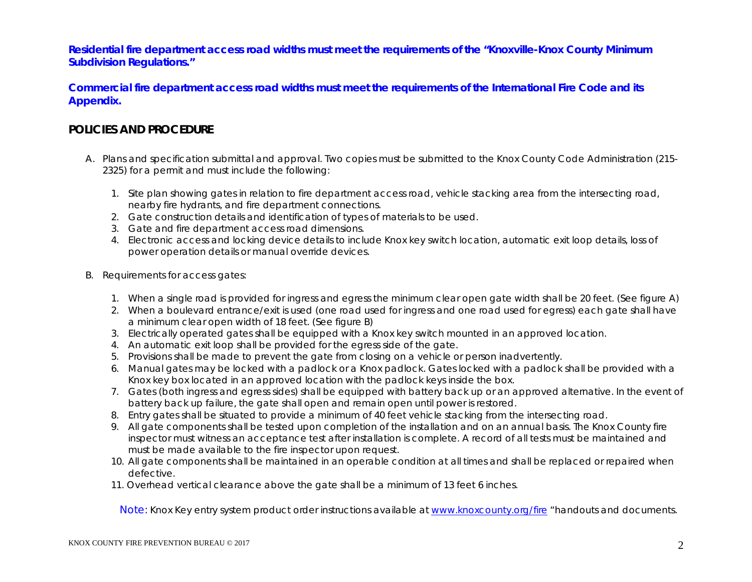**Residential fire department access road widths must meet the requirements of the "Knoxville-Knox County Minimum Subdivision Regulations."**

**Commercial fire department access road widths must meet the requirements of the International Fire Code and its Appendix.**

## POLICIES AND PROCEDURE

A. Plans and specification submittal and approval. Two copies must be submitted to the Knox County Code Administration (215-2325) for a permit and must include the following:

   1. Site plan showing gates in relation to fire department access road, vehicle stacking area from the intersecting road, nearby fire hydrants, and fire department connections.
   2. Gate construction details and identification of types of materials to be used.
   3. Gate and fire department access road dimensions.
   4. Electronic access and locking device details to include Knox key switch location, automatic exit loop details, loss of power operation details or manual override devices.

B. Requirements for access gates:

   1. When a single road is provided for ingress and egress the minimum clear open gate width shall be 20 feet. (See figure A)
   2. When a boulevard entrance/exit is used (one road used for ingress and one road used for egress) each gate shall have a minimum clear open width of 18 feet. (See figure B)
   3. Electrically operated gates shall be equipped with a Knox key switch mounted in an approved location.
   4. An automatic exit loop shall be provided for the egress side of the gate.
   5. Provisions shall be made to prevent the gate from closing on a vehicle or person inadvertently.
   6. Manual gates may be locked with a padlock or a Knox padlock. Gates locked with a padlock shall be provided with a Knox key box located in an approved location with the padlock keys inside the box.
   7. Gates (both ingress and egress sides) shall be equipped with battery back up or an approved alternative. In the event of battery back up failure, the gate shall open and remain open until power is restored.
   8. Entry gates shall be situated to provide a minimum of 40 feet vehicle stacking from the intersecting road.
   9. All gate components shall be tested upon completion of the installation and on an annual basis. The Knox County fire inspector must witness an acceptance test after installation is complete. A record of all tests must be maintained and must be made available to the fire inspector upon request.
   10. All gate components shall be maintained in an operable condition at all times and shall be replaced or repaired when defective.
   11. Overhead vertical clearance above the gate shall be a minimum of 13 feet 6 inches.

Note: Knox Key entry system product order instructions available at www.knoxcounty.org/fire "handouts and documents.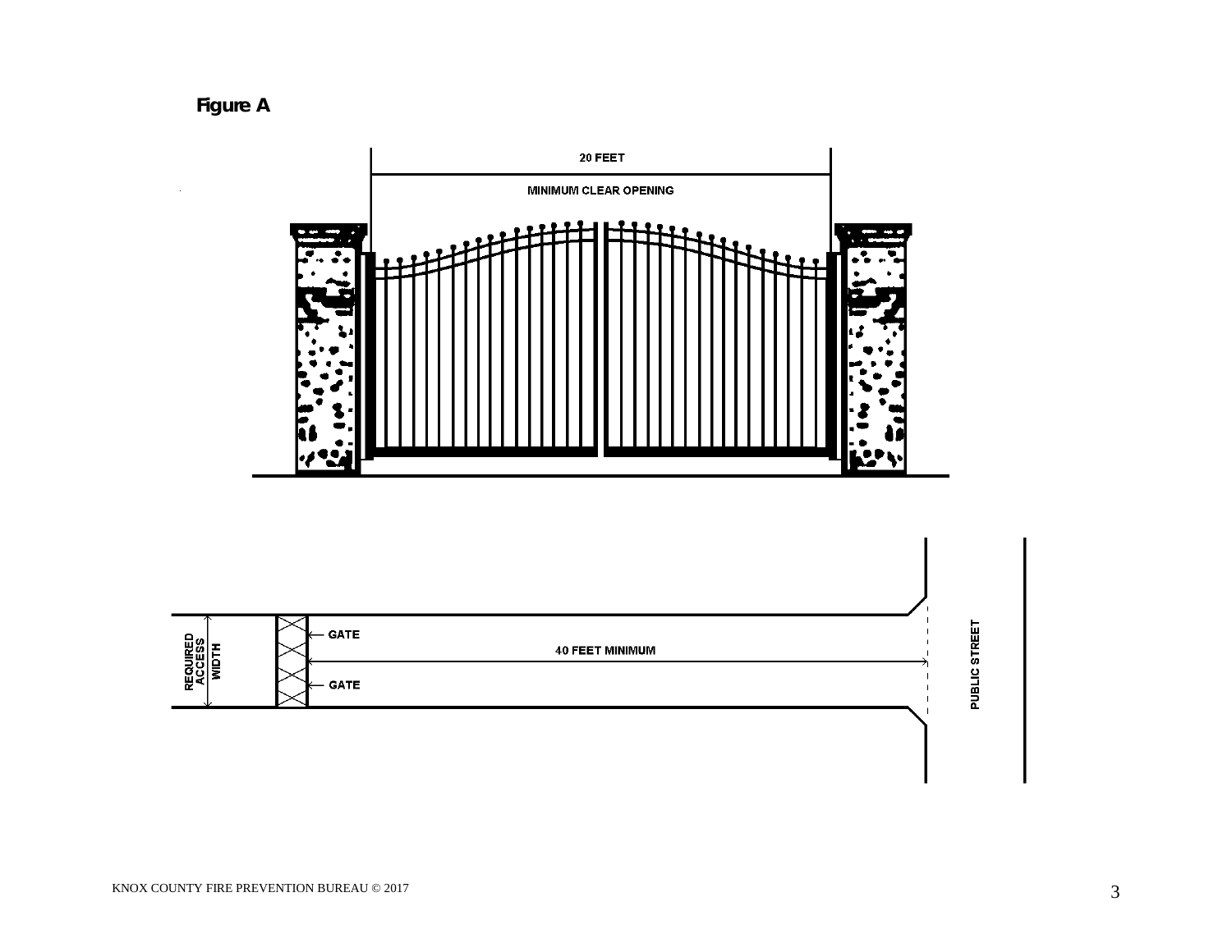**Figure A**

20 FEET

MINIMUM CLEAR OPENING

REQUIRED ACCESS WIDTH

GATE

40 FEET MINIMUM

GATE

PUBLIC STREET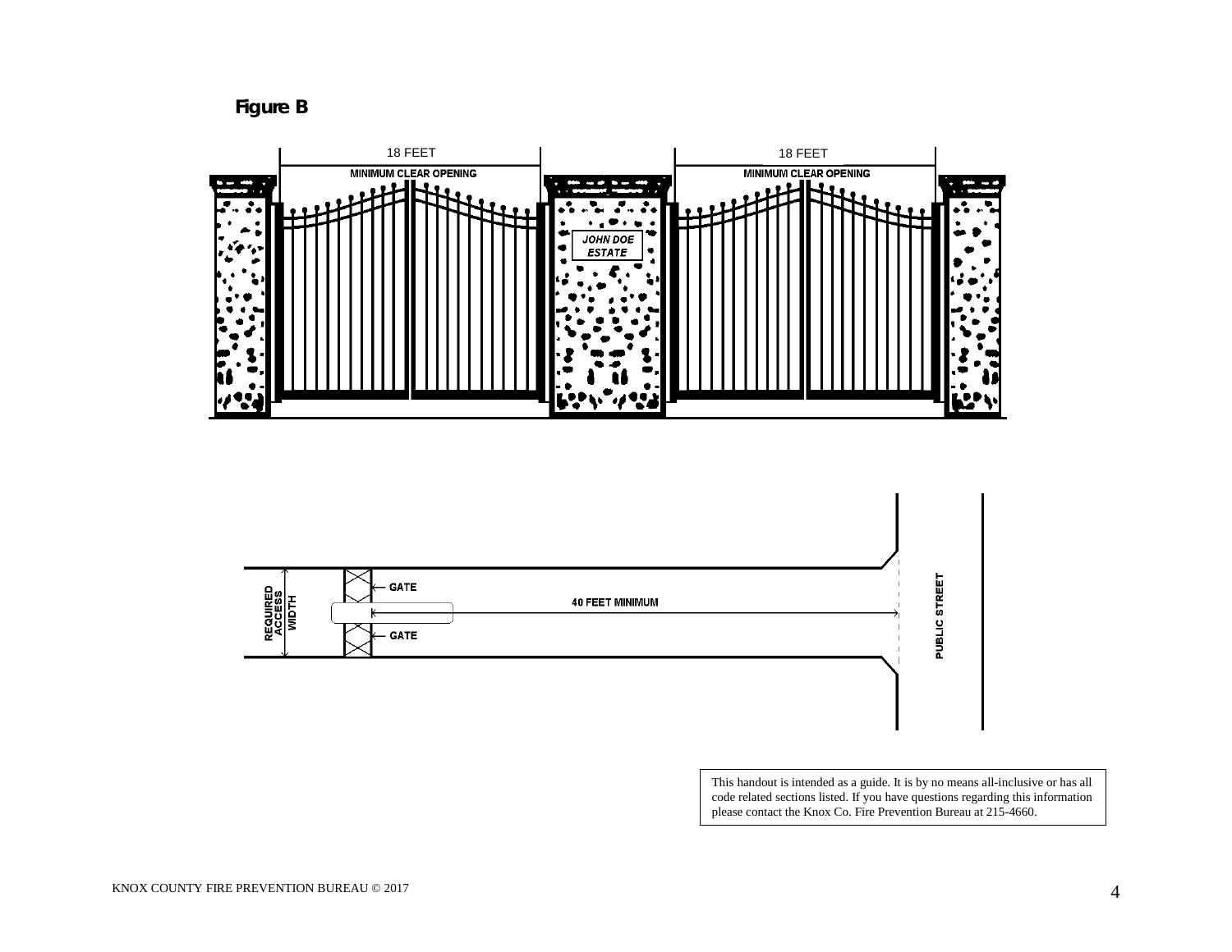**Figure B**

18 FEET

MINIMUM CLEAR OPENING

18 FEET

MINIMUM CLEAR OPENING

JOHN DOE ESTATE

REQUIRED ACCESS WIDTH

GATE

GATE

40 FEET MINIMUM

PUBLIC STREET

This handout is intended as a guide. It is by no means all-inclusive or has all code related sections listed. If you have questions regarding this information please contact the Knox Co. Fire Prevention Bureau at 215-4660.

KNOX COUNTY FIRE PREVENTION BUREAU © 2017